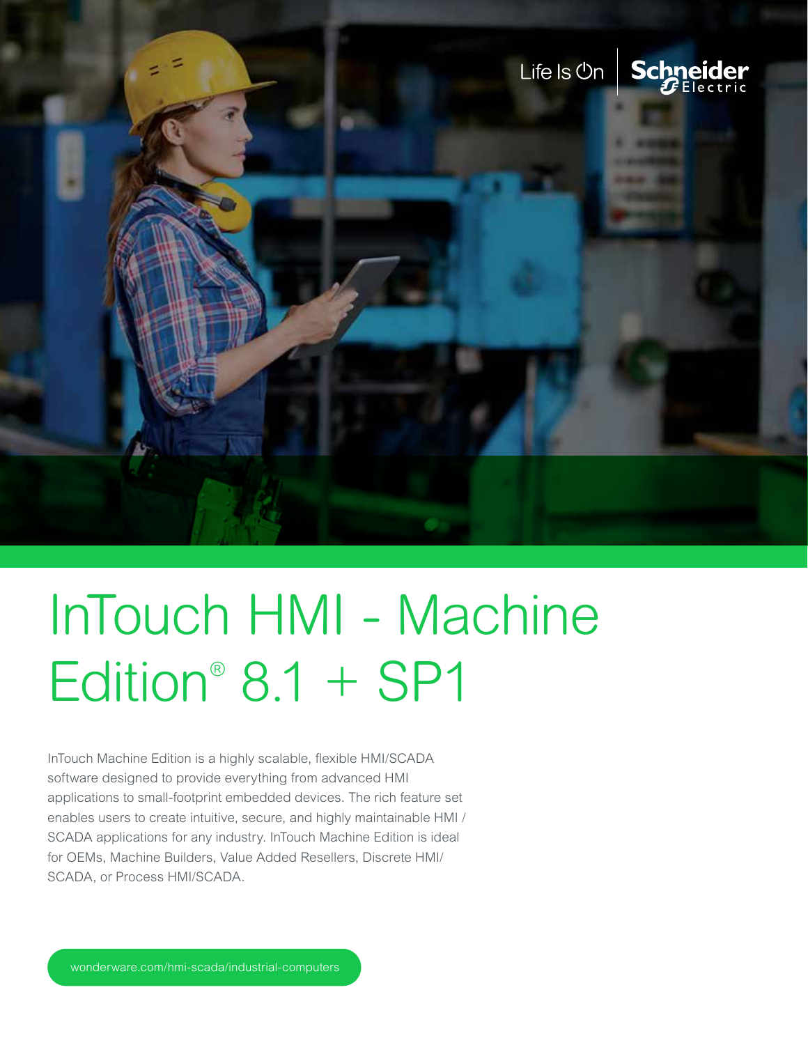Life Is On | Schneider Electric

# InTouch HMI - Machine Edition® 8.1 + SP1

InTouch Machine Edition is a highly scalable, flexible HMI/SCADA software designed to provide everything from advanced HMI applications to small-footprint embedded devices. The rich feature set enables users to create intuitive, secure, and highly maintainable HMI / SCADA applications for any industry. InTouch Machine Edition is ideal for OEMs, Machine Builders, Value Added Resellers, Discrete HMI/ SCADA, or Process HMI/SCADA.

wonderware.com/hmi-scada/industrial-computers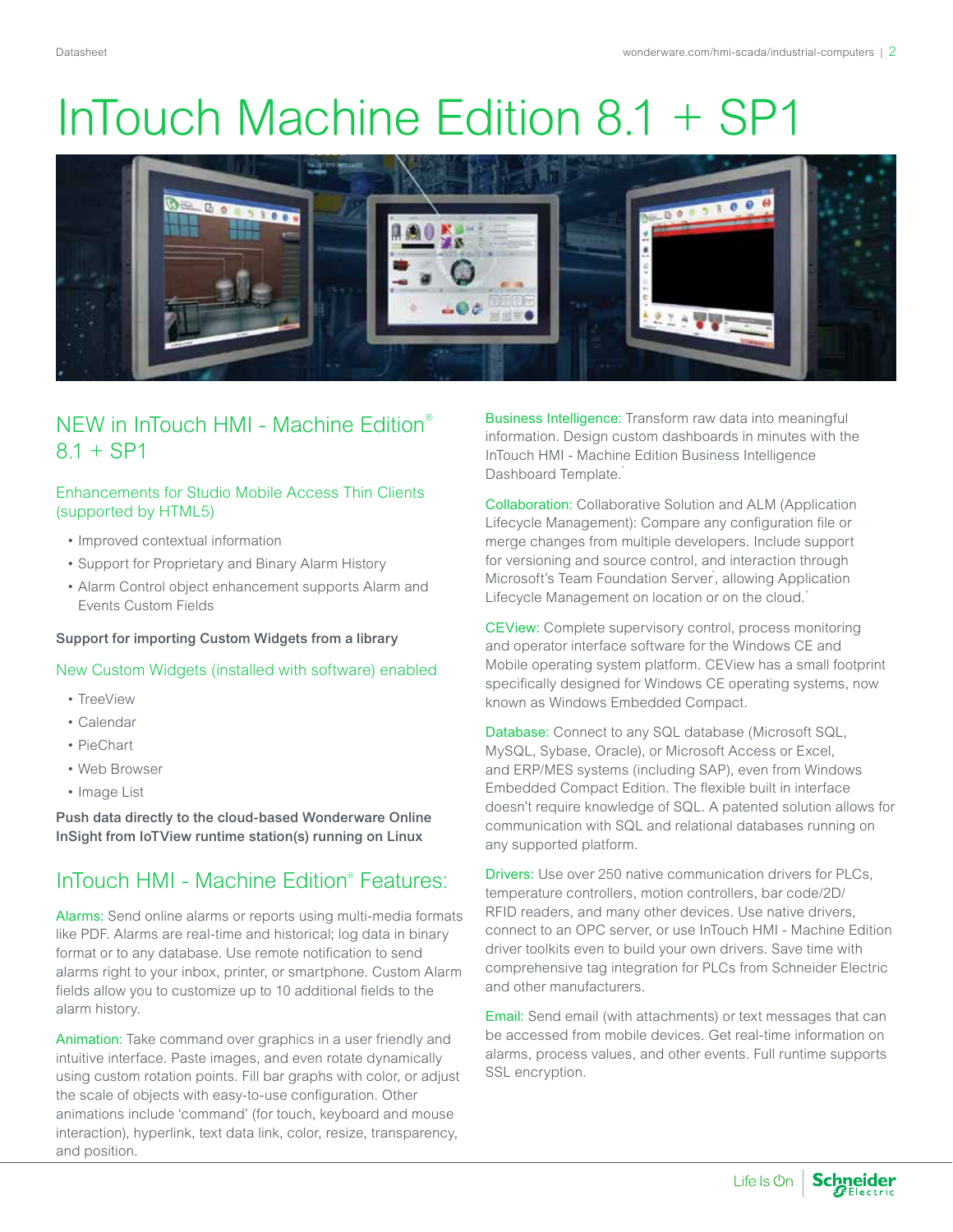# InTouch Machine Edition 8.1 + SP1

## NEW in InTouch HMI - Machine Edition® 8.1 + SP1

### Enhancements for Studio Mobile Access Thin Clients (supported by HTML5)

- Improved contextual information
- Support for Proprietary and Binary Alarm History
- Alarm Control object enhancement supports Alarm and Events Custom Fields

**Support for importing Custom Widgets from a library**

### New Custom Widgets (installed with software) enabled

- TreeView
- Calendar
- PieChart
- Web Browser
- Image List

**Push data directly to the cloud-based Wonderware Online InSight from IoTView runtime station(s) running on Linux**

## InTouch HMI - Machine Edition® Features:

Alarms: Send online alarms or reports using multi-media formats like PDF. Alarms are real-time and historical; log data in binary format or to any database. Use remote notification to send alarms right to your inbox, printer, or smartphone. Custom Alarm fields allow you to customize up to 10 additional fields to the alarm history.

Animation: Take command over graphics in a user friendly and intuitive interface. Paste images, and even rotate dynamically using custom rotation points. Fill bar graphs with color, or adjust the scale of objects with easy-to-use configuration. Other animations include 'command' (for touch, keyboard and mouse interaction), hyperlink, text data link, color, resize, transparency, and position.

Business Intelligence: Transform raw data into meaningful information. Design custom dashboards in minutes with the InTouch HMI - Machine Edition Business Intelligence Dashboard Template.*

Collaboration: Collaborative Solution and ALM (Application Lifecycle Management): Compare any configuration file or merge changes from multiple developers. Include support for versioning and source control, and interaction through Microsoft's Team Foundation Server*, allowing Application Lifecycle Management on location or on the cloud.+

CEView: Complete supervisory control, process monitoring and operator interface software for the Windows CE and Mobile operating system platform. CEView has a small footprint specifically designed for Windows CE operating systems, now known as Windows Embedded Compact.

Database: Connect to any SQL database (Microsoft SQL, MySQL, Sybase, Oracle), or Microsoft Access or Excel, and ERP/MES systems (including SAP), even from Windows Embedded Compact Edition. The flexible built in interface doesn't require knowledge of SQL. A patented solution allows for communication with SQL and relational databases running on any supported platform.

Drivers: Use over 250 native communication drivers for PLCs, temperature controllers, motion controllers, bar code/2D/RFID readers, and many other devices. Use native drivers, connect to an OPC server, or use InTouch HMI - Machine Edition driver toolkits even to build your own drivers. Save time with comprehensive tag integration for PLCs from Schneider Electric and other manufacturers.

Email: Send email (with attachments) or text messages that can be accessed from mobile devices. Get real-time information on alarms, process values, and other events. Full runtime supports SSL encryption.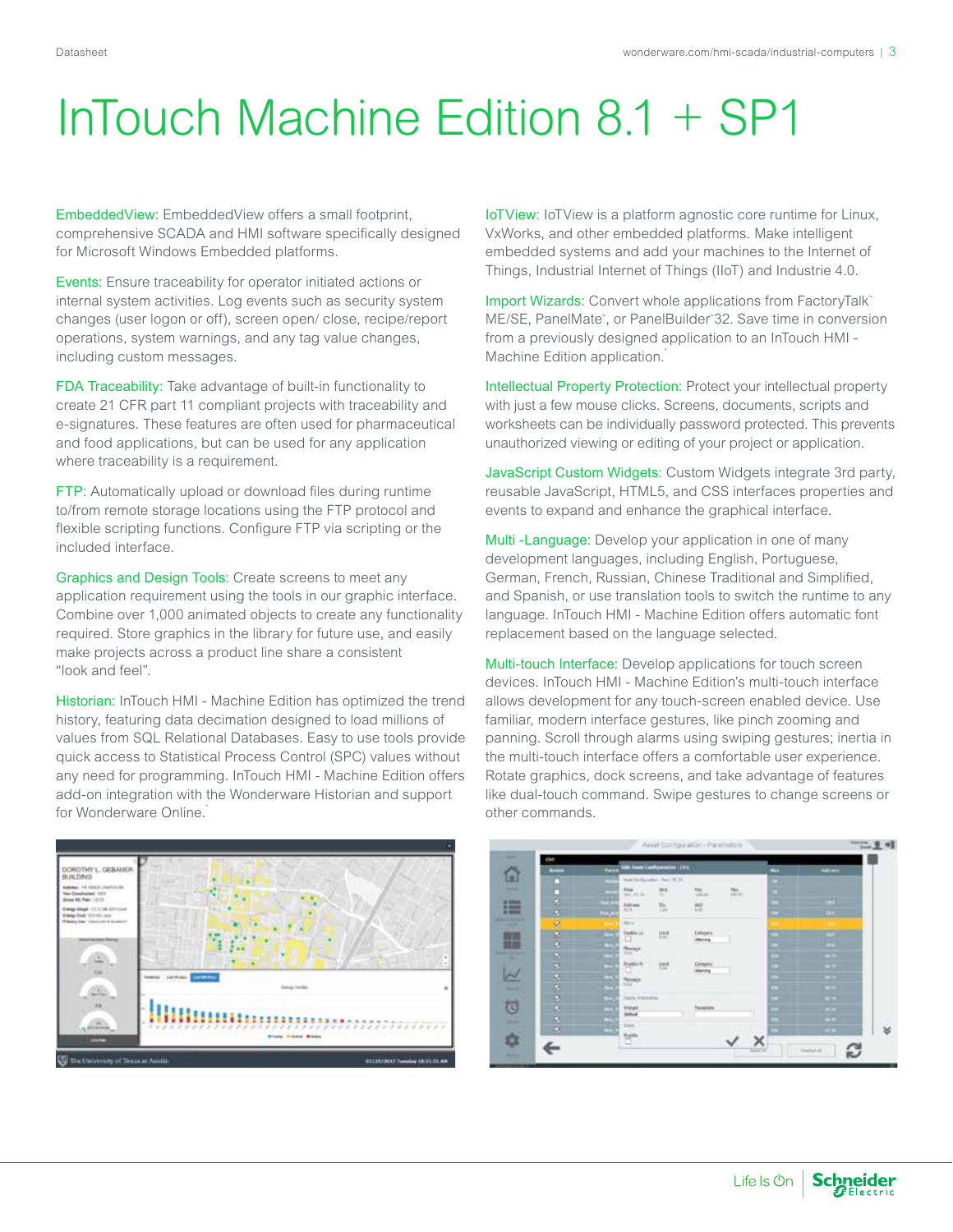# InTouch Machine Edition 8.1 + SP1

EmbeddedView: EmbeddedView offers a small footprint, comprehensive SCADA and HMI software specifically designed for Microsoft Windows Embedded platforms.

Events: Ensure traceability for operator initiated actions or internal system activities. Log events such as security system changes (user logon or off), screen open/ close, recipe/report operations, system warnings, and any tag value changes, including custom messages.

FDA Traceability: Take advantage of built-in functionality to create 21 CFR part 11 compliant projects with traceability and e-signatures. These features are often used for pharmaceutical and food applications, but can be used for any application where traceability is a requirement.

FTP: Automatically upload or download files during runtime to/from remote storage locations using the FTP protocol and flexible scripting functions. Configure FTP via scripting or the included interface.

Graphics and Design Tools: Create screens to meet any application requirement using the tools in our graphic interface. Combine over 1,000 animated objects to create any functionality required. Store graphics in the library for future use, and easily make projects across a product line share a consistent "look and feel".

Historian: InTouch HMI - Machine Edition has optimized the trend history, featuring data decimation designed to load millions of values from SQL Relational Databases. Easy to use tools provide quick access to Statistical Process Control (SPC) values without any need for programming. InTouch HMI - Machine Edition offers add-on integration with the Wonderware Historian and support for Wonderware Online.*

IoTView: IoTView is a platform agnostic core runtime for Linux, VxWorks, and other embedded platforms. Make intelligent embedded systems and add your machines to the Internet of Things, Industrial Internet of Things (IIoT) and Industrie 4.0.

Import Wizards: Convert whole applications from FactoryTalk™ ME/SE, PanelMate™, or PanelBuilder™32. Save time in conversion from a previously designed application to an InTouch HMI - Machine Edition application.*

Intellectual Property Protection: Protect your intellectual property with just a few mouse clicks. Screens, documents, scripts and worksheets can be individually password protected. This prevents unauthorized viewing or editing of your project or application.

JavaScript Custom Widgets: Custom Widgets integrate 3rd party, reusable JavaScript, HTML5, and CSS interfaces properties and events to expand and enhance the graphical interface.

Multi -Language: Develop your application in one of many development languages, including English, Portuguese, German, French, Russian, Chinese Traditional and Simplified, and Spanish, or use translation tools to switch the runtime to any language. InTouch HMI - Machine Edition offers automatic font replacement based on the language selected.

Multi-touch Interface: Develop applications for touch screen devices. InTouch HMI - Machine Edition's multi-touch interface allows development for any touch-screen enabled device. Use familiar, modern interface gestures, like pinch zooming and panning. Scroll through alarms using swiping gestures; inertia in the multi-touch interface offers a comfortable user experience. Rotate graphics, dock screens, and take advantage of features like dual-touch command. Swipe gestures to change screens or other commands.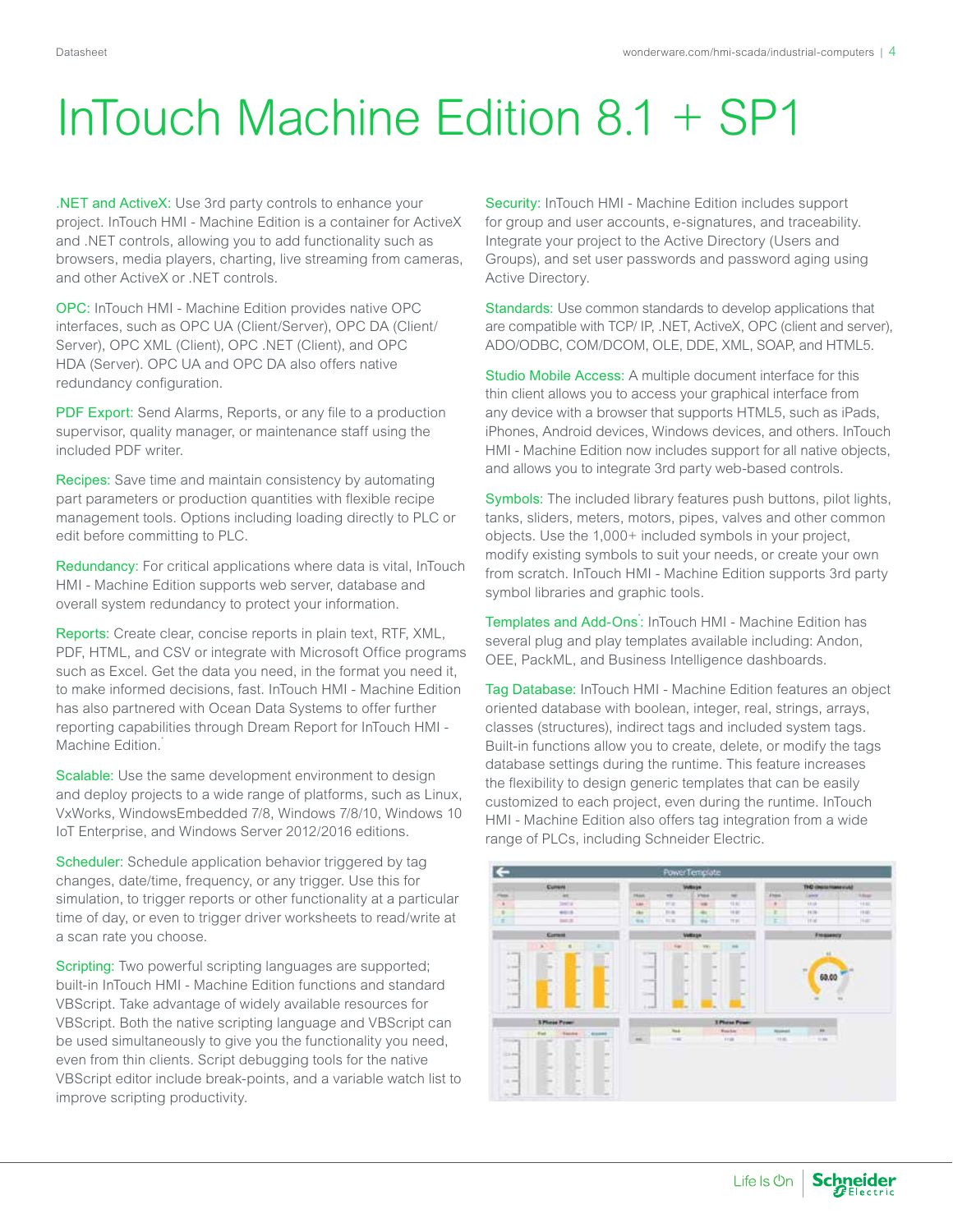# InTouch Machine Edition 8.1 + SP1

.NET and ActiveX: Use 3rd party controls to enhance your project. InTouch HMI - Machine Edition is a container for ActiveX and .NET controls, allowing you to add functionality such as browsers, media players, charting, live streaming from cameras, and other ActiveX or .NET controls.

OPC: InTouch HMI - Machine Edition provides native OPC interfaces, such as OPC UA (Client/Server), OPC DA (Client/Server), OPC XML (Client), OPC .NET (Client), and OPC HDA (Server). OPC UA and OPC DA also offers native redundancy configuration.

PDF Export: Send Alarms, Reports, or any file to a production supervisor, quality manager, or maintenance staff using the included PDF writer.

Recipes: Save time and maintain consistency by automating part parameters or production quantities with flexible recipe management tools. Options including loading directly to PLC or edit before committing to PLC.

Redundancy: For critical applications where data is vital, InTouch HMI - Machine Edition supports web server, database and overall system redundancy to protect your information.

Reports: Create clear, concise reports in plain text, RTF, XML, PDF, HTML, and CSV or integrate with Microsoft Office programs such as Excel. Get the data you need, in the format you need it, to make informed decisions, fast. InTouch HMI - Machine Edition has also partnered with Ocean Data Systems to offer further reporting capabilities through Dream Report for InTouch HMI - Machine Edition.*

Scalable: Use the same development environment to design and deploy projects to a wide range of platforms, such as Linux, VxWorks, WindowsEmbedded 7/8, Windows 7/8/10, Windows 10 IoT Enterprise, and Windows Server 2012/2016 editions.

Scheduler: Schedule application behavior triggered by tag changes, date/time, frequency, or any trigger. Use this for simulation, to trigger reports or other functionality at a particular time of day, or even to trigger driver worksheets to read/write at a scan rate you choose.

Scripting: Two powerful scripting languages are supported; built-in InTouch HMI - Machine Edition functions and standard VBScript. Take advantage of widely available resources for VBScript. Both the native scripting language and VBScript can be used simultaneously to give you the functionality you need, even from thin clients. Script debugging tools for the native VBScript editor include break-points, and a variable watch list to improve scripting productivity.

Security: InTouch HMI - Machine Edition includes support for group and user accounts, e-signatures, and traceability. Integrate your project to the Active Directory (Users and Groups), and set user passwords and password aging using Active Directory.

Standards: Use common standards to develop applications that are compatible with TCP/ IP, .NET, ActiveX, OPC (client and server), ADO/ODBC, COM/DCOM, OLE, DDE, XML, SOAP, and HTML5.

Studio Mobile Access: A multiple document interface for this thin client allows you to access your graphical interface from any device with a browser that supports HTML5, such as iPads, iPhones, Android devices, Windows devices, and others. InTouch HMI - Machine Edition now includes support for all native objects, and allows you to integrate 3rd party web-based controls.

Symbols: The included library features push buttons, pilot lights, tanks, sliders, meters, motors, pipes, valves and other common objects. Use the 1,000+ included symbols in your project, modify existing symbols to suit your needs, or create your own from scratch. InTouch HMI - Machine Edition supports 3rd party symbol libraries and graphic tools.

Templates and Add-Ons*: InTouch HMI - Machine Edition has several plug and play templates available including: Andon, OEE, PackML, and Business Intelligence dashboards.

Tag Database: InTouch HMI - Machine Edition features an object oriented database with boolean, integer, real, strings, arrays, classes (structures), indirect tags and included system tags. Built-in functions allow you to create, delete, or modify the tags database settings during the runtime. This feature increases the flexibility to design generic templates that can be easily customized to each project, even during the runtime. InTouch HMI - Machine Edition also offers tag integration from a wide range of PLCs, including Schneider Electric.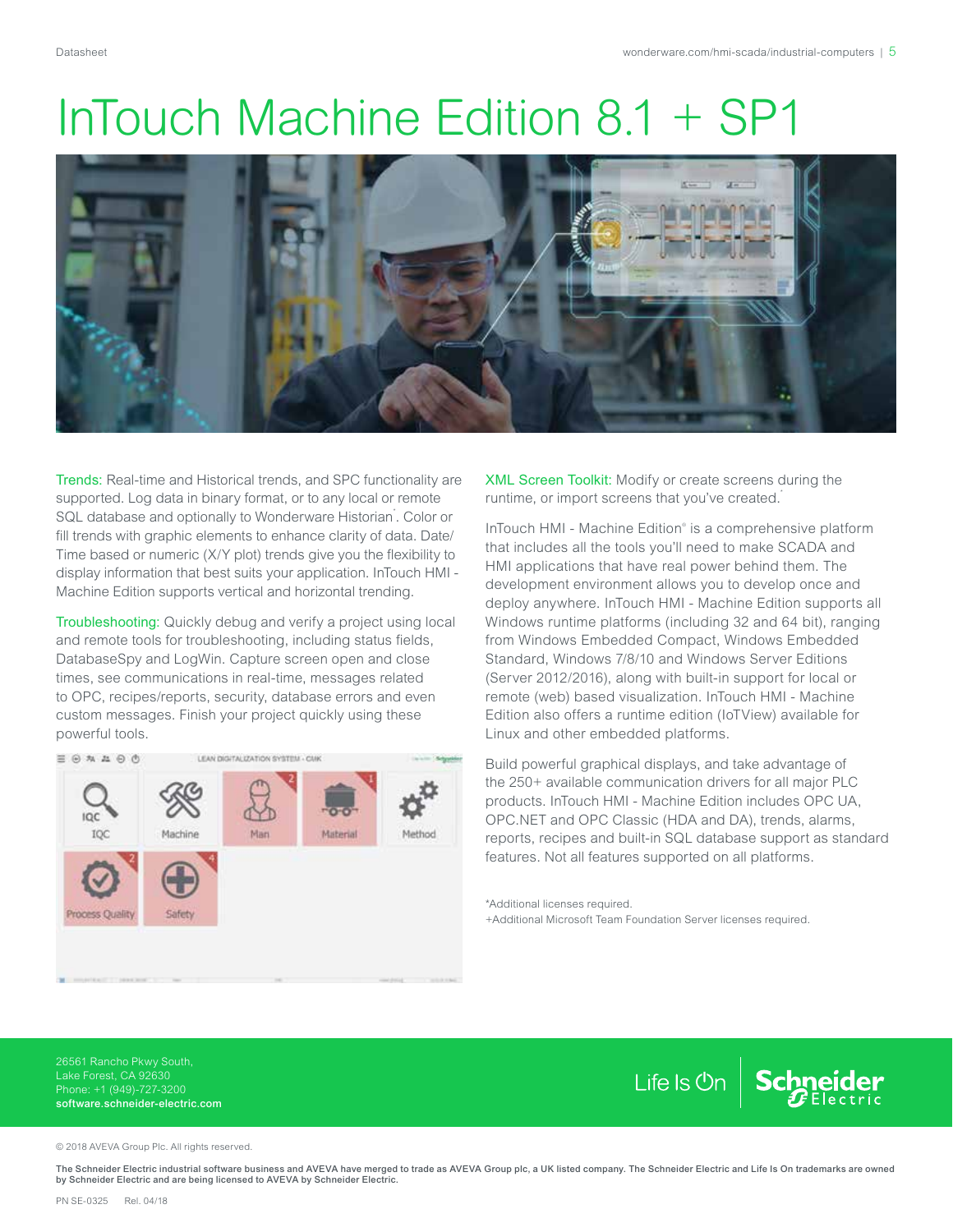# InTouch Machine Edition 8.1 + SP1

Trends: Real-time and Historical trends, and SPC functionality are supported. Log data in binary format, or to any local or remote SQL database and optionally to Wonderware Historian*. Color or fill trends with graphic elements to enhance clarity of data. Date/Time based or numeric (X/Y plot) trends give you the flexibility to display information that best suits your application. InTouch HMI - Machine Edition supports vertical and horizontal trending.

Troubleshooting: Quickly debug and verify a project using local and remote tools for troubleshooting, including status fields, DatabaseSpy and LogWin. Capture screen open and close times, see communications in real-time, messages related to OPC, recipes/reports, security, database errors and even custom messages. Finish your project quickly using these powerful tools.

XML Screen Toolkit: Modify or create screens during the runtime, or import screens that you've created.*

InTouch HMI - Machine Edition® is a comprehensive platform that includes all the tools you'll need to make SCADA and HMI applications that have real power behind them. The development environment allows you to develop once and deploy anywhere. InTouch HMI - Machine Edition supports all Windows runtime platforms (including 32 and 64 bit), ranging from Windows Embedded Compact, Windows Embedded Standard, Windows 7/8/10 and Windows Server Editions (Server 2012/2016), along with built-in support for local or remote (web) based visualization. InTouch HMI - Machine Edition also offers a runtime edition (IoTView) available for Linux and other embedded platforms.

Build powerful graphical displays, and take advantage of the 250+ available communication drivers for all major PLC products. InTouch HMI - Machine Edition includes OPC UA, OPC.NET and OPC Classic (HDA and DA), trends, alarms, reports, recipes and built-in SQL database support as standard features. Not all features supported on all platforms.

*Additional licenses required.
+Additional Microsoft Team Foundation Server licenses required.

26561 Rancho Pkwy South,
Lake Forest, CA 92630
Phone: +1 (949)-727-3200
software.schneider-electric.com

Life Is On | Schneider Electric

© 2018 AVEVA Group Plc. All rights reserved.

The Schneider Electric industrial software business and AVEVA have merged to trade as AVEVA Group plc, a UK listed company. The Schneider Electric and Life Is On trademarks are owned by Schneider Electric and are being licensed to AVEVA by Schneider Electric.

PN SE-0325 Rel. 04/18